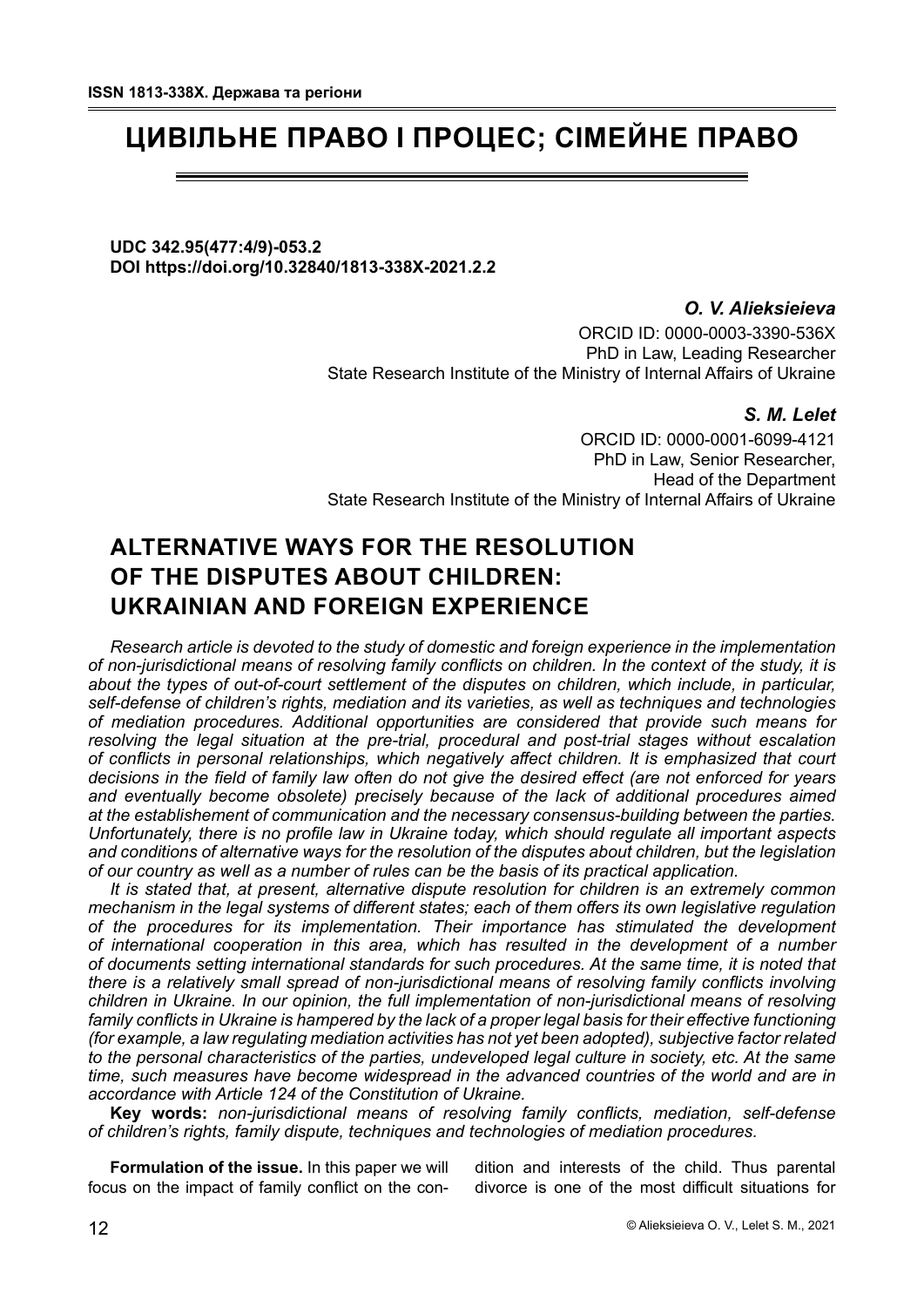# ЦИВІЛЬНЕ ПРАВО І ПРОЦЕС; СІМЕЙНЕ ПРАВО

**UDC 342.95(477:4/9)-053.2**
**DOI https://doi.org/10.32840/1813-338X-2021.2.2**

***O. V. Alieksieieva***

ORCID ID: 0000-0003-3390-536X
PhD in Law, Leading Researcher
State Research Institute of the Ministry of Internal Affairs of Ukraine

***S. M. Lelet***

ORCID ID: 0000-0001-6099-4121
PhD in Law, Senior Researcher,
Head of the Department
State Research Institute of the Ministry of Internal Affairs of Ukraine

## ALTERNATIVE WAYS FOR THE RESOLUTION OF THE DISPUTES ABOUT CHILDREN: UKRAINIAN AND FOREIGN EXPERIENCE

*Research article is devoted to the study of domestic and foreign experience in the implementation of non-jurisdictional means of resolving family conflicts on children. In the context of the study, it is about the types of out-of-court settlement of the disputes on children, which include, in particular, self-defense of children's rights, mediation and its varieties, as well as techniques and technologies of mediation procedures. Additional opportunities are considered that provide such means for resolving the legal situation at the pre-trial, procedural and post-trial stages without escalation of conflicts in personal relationships, which negatively affect children. It is emphasized that court decisions in the field of family law often do not give the desired effect (are not enforced for years and eventually become obsolete) precisely because of the lack of additional procedures aimed at the establishement of communication and the necessary consensus-building between the parties. Unfortunately, there is no profile law in Ukraine today, which should regulate all important aspects and conditions of alternative ways for the resolution of the disputes about children, but the legislation of our country as well as a number of rules can be the basis of its practical application.*

*It is stated that, at present, alternative dispute resolution for children is an extremely common mechanism in the legal systems of different states; each of them offers its own legislative regulation of the procedures for its implementation. Their importance has stimulated the development of international cooperation in this area, which has resulted in the development of a number of documents setting international standards for such procedures. At the same time, it is noted that there is a relatively small spread of non-jurisdictional means of resolving family conflicts involving children in Ukraine. In our opinion, the full implementation of non-jurisdictional means of resolving family conflicts in Ukraine is hampered by the lack of a proper legal basis for their effective functioning (for example, a law regulating mediation activities has not yet been adopted), subjective factor related to the personal characteristics of the parties, undeveloped legal culture in society, etc. At the same time, such measures have become widespread in the advanced countries of the world and are in accordance with Article 124 of the Constitution of Ukraine.*

**Key words:** *non-jurisdictional means of resolving family conflicts, mediation, self-defense of children's rights, family dispute, techniques and technologies of mediation procedures.*

**Formulation of the issue.** In this paper we will focus on the impact of family conflict on the condition and interests of the child. Thus parental divorce is one of the most difficult situations for

© Alieksieieva O. V., Lelet S. M., 2021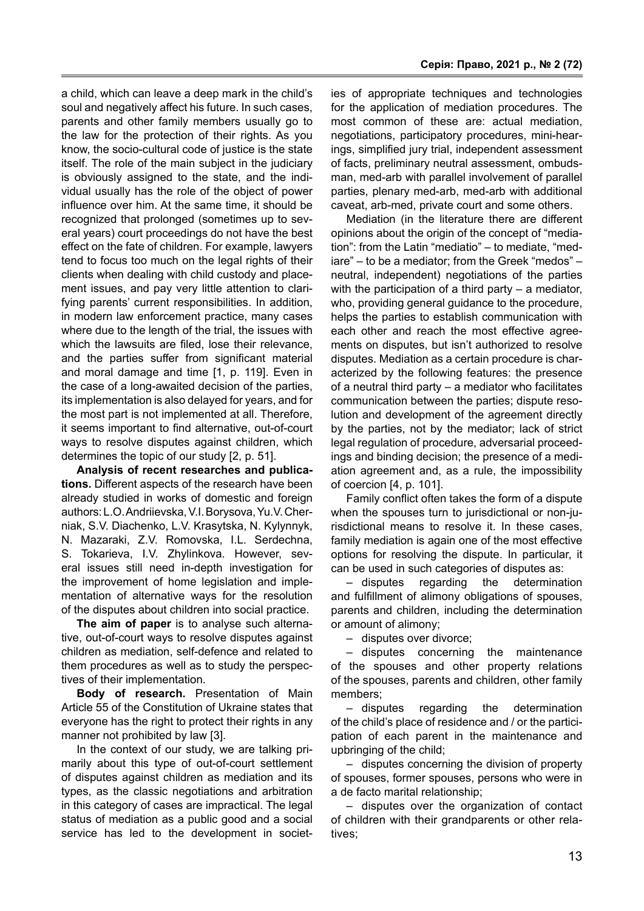a child, which can leave a deep mark in the child's soul and negatively affect his future. In such cases, parents and other family members usually go to the law for the protection of their rights. As you know, the socio-cultural code of justice is the state itself. The role of the main subject in the judiciary is obviously assigned to the state, and the individual usually has the role of the object of power influence over him. At the same time, it should be recognized that prolonged (sometimes up to several years) court proceedings do not have the best effect on the fate of children. For example, lawyers tend to focus too much on the legal rights of their clients when dealing with child custody and placement issues, and pay very little attention to clarifying parents' current responsibilities. In addition, in modern law enforcement practice, many cases where due to the length of the trial, the issues with which the lawsuits are filed, lose their relevance, and the parties suffer from significant material and moral damage and time [1, p. 119]. Even in the case of a long-awaited decision of the parties, its implementation is also delayed for years, and for the most part is not implemented at all. Therefore, it seems important to find alternative, out-of-court ways to resolve disputes against children, which determines the topic of our study [2, p. 51].

**Analysis of recent researches and publications.** Different aspects of the research have been already studied in works of domestic and foreign authors: L.O. Andriievska, V.I. Borysova, Yu.V. Cherniak, S.V. Diachenko, L.V. Krasytska, N. Kylynnyk, N. Mazaraki, Z.V. Romovska, I.L. Serdechna, S. Tokarieva, I.V. Zhylinkova. However, several issues still need in-depth investigation for the improvement of home legislation and implementation of alternative ways for the resolution of the disputes about children into social practice.

**The aim of paper** is to analyse such alternative, out-of-court ways to resolve disputes against children as mediation, self-defence and related to them procedures as well as to study the perspectives of their implementation.

**Body of research.** Presentation of Main Article 55 of the Constitution of Ukraine states that everyone has the right to protect their rights in any manner not prohibited by law [3].

In the context of our study, we are talking primarily about this type of out-of-court settlement of disputes against children as mediation and its types, as the classic negotiations and arbitration in this category of cases are impractical. The legal status of mediation as a public good and a social service has led to the development in societies of appropriate techniques and technologies for the application of mediation procedures. The most common of these are: actual mediation, negotiations, participatory procedures, mini-hearings, simplified jury trial, independent assessment of facts, preliminary neutral assessment, ombudsman, med-arb with parallel involvement of parallel parties, plenary med-arb, med-arb with additional caveat, arb-med, private court and some others.

Mediation (in the literature there are different opinions about the origin of the concept of "mediation": from the Latin "mediatio" – to mediate, "mediare" – to be a mediator; from the Greek "medos" – neutral, independent) negotiations of the parties with the participation of a third party – a mediator, who, providing general guidance to the procedure, helps the parties to establish communication with each other and reach the most effective agreements on disputes, but isn't authorized to resolve disputes. Mediation as a certain procedure is characterized by the following features: the presence of a neutral third party – a mediator who facilitates communication between the parties; dispute resolution and development of the agreement directly by the parties, not by the mediator; lack of strict legal regulation of procedure, adversarial proceedings and binding decision; the presence of a mediation agreement and, as a rule, the impossibility of coercion [4, p. 101].

Family conflict often takes the form of a dispute when the spouses turn to jurisdictional or non-jurisdictional means to resolve it. In these cases, family mediation is again one of the most effective options for resolving the dispute. In particular, it can be used in such categories of disputes as:

– disputes regarding the determination and fulfillment of alimony obligations of spouses, parents and children, including the determination or amount of alimony;

– disputes over divorce;

– disputes concerning the maintenance of the spouses and other property relations of the spouses, parents and children, other family members;

– disputes regarding the determination of the child's place of residence and / or the participation of each parent in the maintenance and upbringing of the child;

– disputes concerning the division of property of spouses, former spouses, persons who were in a de facto marital relationship;

– disputes over the organization of contact of children with their grandparents or other relatives;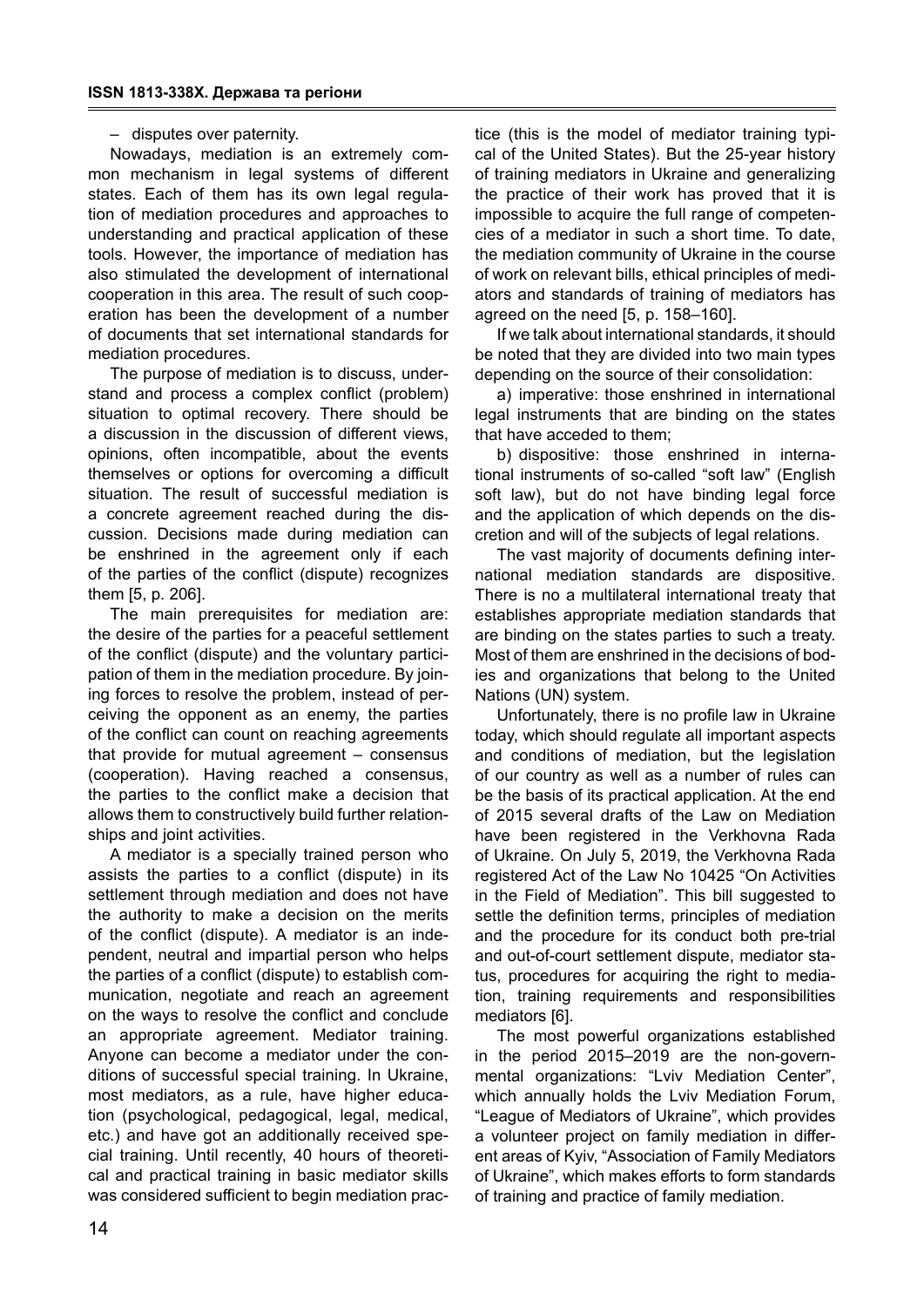– disputes over paternity.

Nowadays, mediation is an extremely common mechanism in legal systems of different states. Each of them has its own legal regulation of mediation procedures and approaches to understanding and practical application of these tools. However, the importance of mediation has also stimulated the development of international cooperation in this area. The result of such cooperation has been the development of a number of documents that set international standards for mediation procedures.

The purpose of mediation is to discuss, understand and process a complex conflict (problem) situation to optimal recovery. There should be a discussion in the discussion of different views, opinions, often incompatible, about the events themselves or options for overcoming a difficult situation. The result of successful mediation is a concrete agreement reached during the discussion. Decisions made during mediation can be enshrined in the agreement only if each of the parties of the conflict (dispute) recognizes them [5, p. 206].

The main prerequisites for mediation are: the desire of the parties for a peaceful settlement of the conflict (dispute) and the voluntary participation of them in the mediation procedure. By joining forces to resolve the problem, instead of perceiving the opponent as an enemy, the parties of the conflict can count on reaching agreements that provide for mutual agreement – consensus (cooperation). Having reached a consensus, the parties to the conflict make a decision that allows them to constructively build further relationships and joint activities.

A mediator is a specially trained person who assists the parties to a conflict (dispute) in its settlement through mediation and does not have the authority to make a decision on the merits of the conflict (dispute). A mediator is an independent, neutral and impartial person who helps the parties of a conflict (dispute) to establish communication, negotiate and reach an agreement on the ways to resolve the conflict and conclude an appropriate agreement. Mediator training. Anyone can become a mediator under the conditions of successful special training. In Ukraine, most mediators, as a rule, have higher education (psychological, pedagogical, legal, medical, etc.) and have got an additionally received special training. Until recently, 40 hours of theoretical and practical training in basic mediator skills was considered sufficient to begin mediation practice (this is the model of mediator training typical of the United States). But the 25-year history of training mediators in Ukraine and generalizing the practice of their work has proved that it is impossible to acquire the full range of competencies of a mediator in such a short time. To date, the mediation community of Ukraine in the course of work on relevant bills, ethical principles of mediators and standards of training of mediators has agreed on the need [5, p. 158–160].

If we talk about international standards, it should be noted that they are divided into two main types depending on the source of their consolidation:

a) imperative: those enshrined in international legal instruments that are binding on the states that have acceded to them;

b) dispositive: those enshrined in international instruments of so-called "soft law" (English soft law), but do not have binding legal force and the application of which depends on the discretion and will of the subjects of legal relations.

The vast majority of documents defining international mediation standards are dispositive. There is no a multilateral international treaty that establishes appropriate mediation standards that are binding on the states parties to such a treaty. Most of them are enshrined in the decisions of bodies and organizations that belong to the United Nations (UN) system.

Unfortunately, there is no profile law in Ukraine today, which should regulate all important aspects and conditions of mediation, but the legislation of our country as well as a number of rules can be the basis of its practical application. At the end of 2015 several drafts of the Law on Mediation have been registered in the Verkhovna Rada of Ukraine. On July 5, 2019, the Verkhovna Rada registered Act of the Law No 10425 "On Activities in the Field of Mediation". This bill suggested to settle the definition terms, principles of mediation and the procedure for its conduct both pre-trial and out-of-court settlement dispute, mediator status, procedures for acquiring the right to mediation, training requirements and responsibilities mediators [6].

The most powerful organizations established in the period 2015–2019 are the non-governmental organizations: "Lviv Mediation Center", which annually holds the Lviv Mediation Forum, "League of Mediators of Ukraine", which provides a volunteer project on family mediation in different areas of Kyiv, "Association of Family Mediators of Ukraine", which makes efforts to form standards of training and practice of family mediation.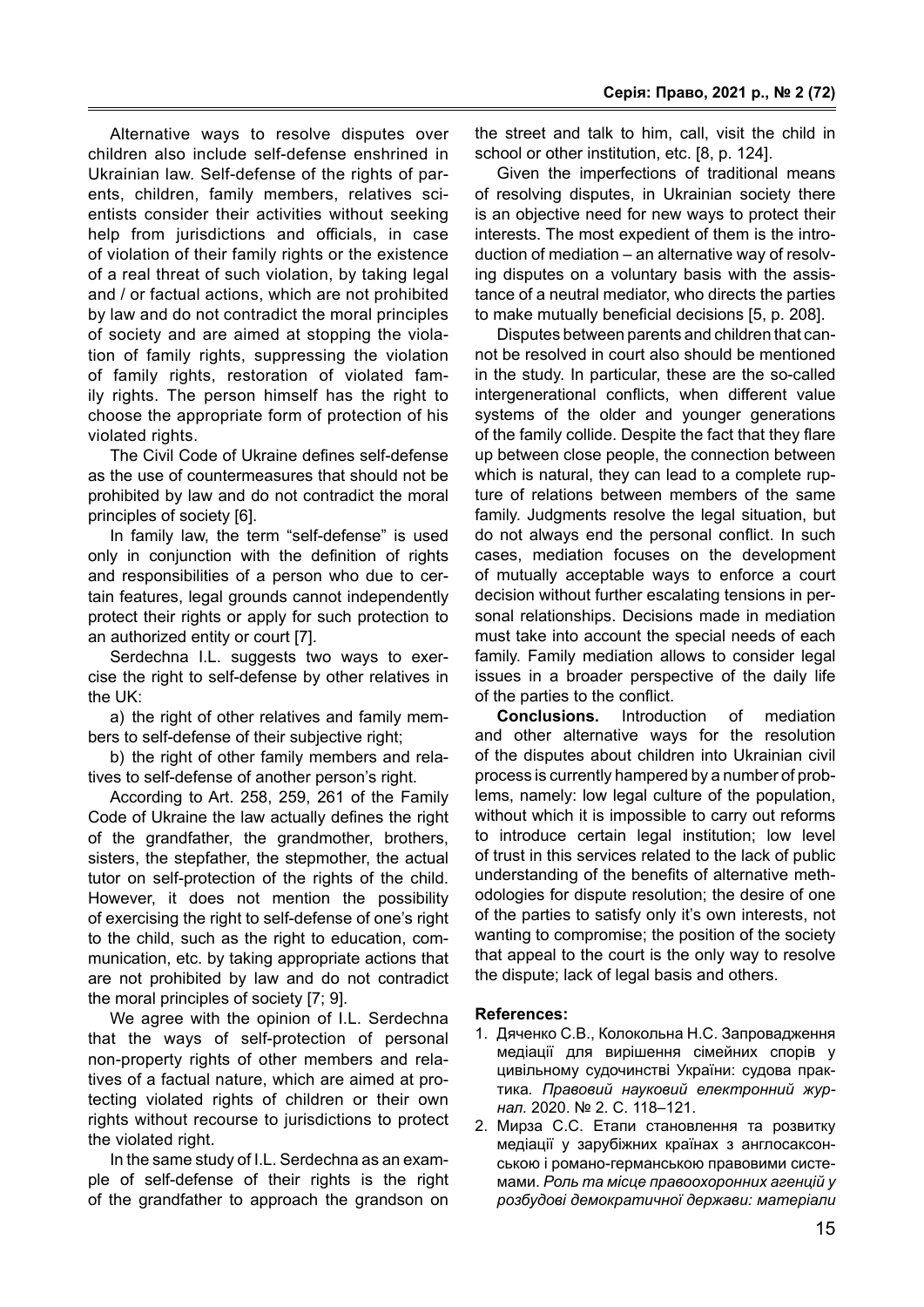Alternative ways to resolve disputes over children also include self-defense enshrined in Ukrainian law. Self-defense of the rights of parents, children, family members, relatives scientists consider their activities without seeking help from jurisdictions and officials, in case of violation of their family rights or the existence of a real threat of such violation, by taking legal and / or factual actions, which are not prohibited by law and do not contradict the moral principles of society and are aimed at stopping the violation of family rights, suppressing the violation of family rights, restoration of violated family rights. The person himself has the right to choose the appropriate form of protection of his violated rights.

The Civil Code of Ukraine defines self-defense as the use of countermeasures that should not be prohibited by law and do not contradict the moral principles of society [6].

In family law, the term "self-defense" is used only in conjunction with the definition of rights and responsibilities of a person who due to certain features, legal grounds cannot independently protect their rights or apply for such protection to an authorized entity or court [7].

Serdechna I.L. suggests two ways to exercise the right to self-defense by other relatives in the UK:

a) the right of other relatives and family members to self-defense of their subjective right;

b) the right of other family members and relatives to self-defense of another person's right.

According to Art. 258, 259, 261 of the Family Code of Ukraine the law actually defines the right of the grandfather, the grandmother, brothers, sisters, the stepfather, the stepmother, the actual tutor on self-protection of the rights of the child. However, it does not mention the possibility of exercising the right to self-defense of one's right to the child, such as the right to education, communication, etc. by taking appropriate actions that are not prohibited by law and do not contradict the moral principles of society [7; 9].

We agree with the opinion of I.L. Serdechna that the ways of self-protection of personal non-property rights of other members and relatives of a factual nature, which are aimed at protecting violated rights of children or their own rights without recourse to jurisdictions to protect the violated right.

In the same study of I.L. Serdechna as an example of self-defense of their rights is the right of the grandfather to approach the grandson on the street and talk to him, call, visit the child in school or other institution, etc. [8, p. 124].

Given the imperfections of traditional means of resolving disputes, in Ukrainian society there is an objective need for new ways to protect their interests. The most expedient of them is the introduction of mediation – an alternative way of resolving disputes on a voluntary basis with the assistance of a neutral mediator, who directs the parties to make mutually beneficial decisions [5, p. 208].

Disputes between parents and children that cannot be resolved in court also should be mentioned in the study. In particular, these are the so-called intergenerational conflicts, when different value systems of the older and younger generations of the family collide. Despite the fact that they flare up between close people, the connection between which is natural, they can lead to a complete rupture of relations between members of the same family. Judgments resolve the legal situation, but do not always end the personal conflict. In such cases, mediation focuses on the development of mutually acceptable ways to enforce a court decision without further escalating tensions in personal relationships. Decisions made in mediation must take into account the special needs of each family. Family mediation allows to consider legal issues in a broader perspective of the daily life of the parties to the conflict.

**Conclusions.** Introduction of mediation and other alternative ways for the resolution of the disputes about children into Ukrainian civil process is currently hampered by a number of problems, namely: low legal culture of the population, without which it is impossible to carry out reforms to introduce certain legal institution; low level of trust in this services related to the lack of public understanding of the benefits of alternative methodologies for dispute resolution; the desire of one of the parties to satisfy only it's own interests, not wanting to compromise; the position of the society that appeal to the court is the only way to resolve the dispute; lack of legal basis and others.

**References:**

1. Дяченко С.В., Колокольна Н.С. Запровадження медіації для вирішення сімейних спорів у цивільному судочинстві України: судова практика. *Правовий науковий електронний журнал*. 2020. № 2. С. 118–121.
2. Мирза С.С. Етапи становлення та розвитку медіації у зарубіжних країнах з англосаксонською і романо-германською правовими системами. *Роль та місце правоохоронних агенцій у розбудові демократичної держави: матеріали*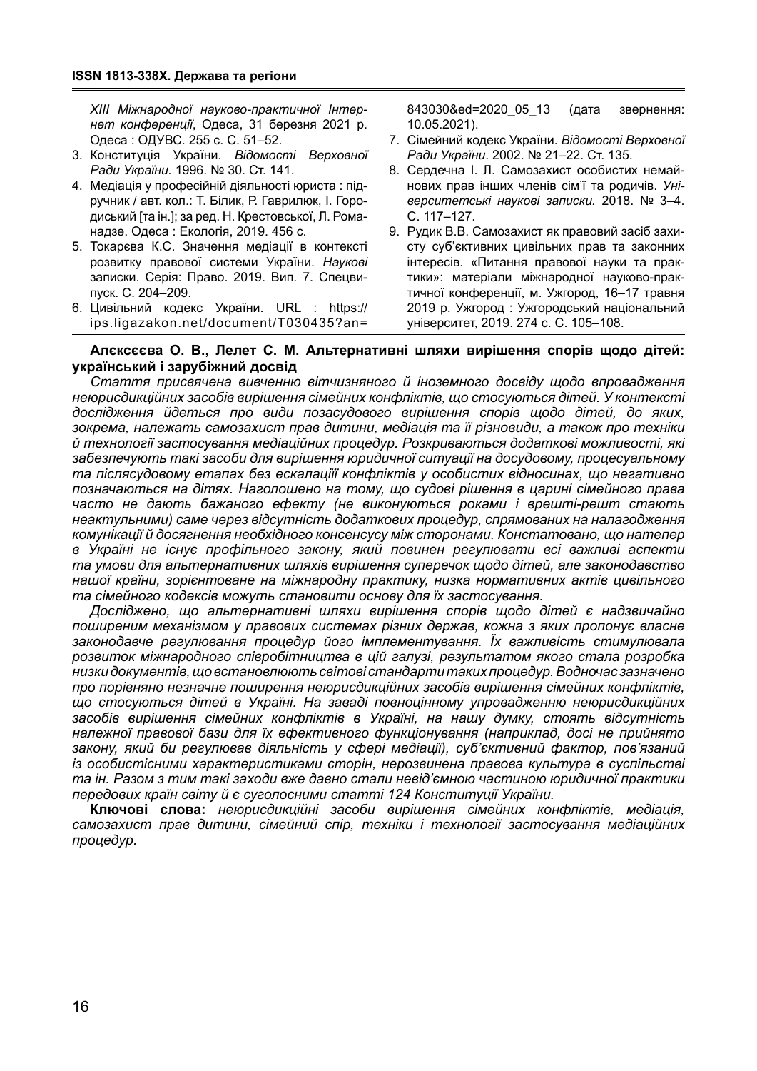*XIII Міжнародної науково-практичної Інтернет конференції*, Одеса, 31 березня 2021 р. Одеса : ОДУВС. 255 с. С. 51–52.
3. Конституція України. *Відомості Верховної Ради України.* 1996. № 30. Ст. 141.
4. Медіація у професійній діяльності юриста : підручник / авт. кол.: Т. Білик, Р. Гаврилюк, І. Городиський [та ін.]; за ред. Н. Крестовської, Л. Романадзе. Одеса : Екологія, 2019. 456 с.
5. Токарєва К.С. Значення медіації в контексті розвитку правової системи України. *Наукові* записки. Серія: Право. 2019. Вип. 7. Спецвипуск. С. 204–209.
6. Цивільний кодекс України. URL : https://ips.ligazakon.net/document/T030435?an=843030&ed=2020_05_13 (дата звернення: 10.05.2021).
7. Сімейний кодекс України. *Відомості Верховної Ради України*. 2002. № 21–22. Ст. 135.
8. Сердечна І. Л. Самозахист особистих немайнових прав інших членів сім'ї та родичів. *Університетські наукові записки.* 2018. № 3–4. С. 117–127.
9. Рудик В.В. Самозахист як правовий засіб захисту суб'єктивних цивільних прав та законних інтересів. «Питання правової науки та практики»: матеріали міжнародної науково-практичної конференції, м. Ужгород, 16–17 травня 2019 р. Ужгород : Ужгородський національний університет, 2019. 274 с. С. 105–108.

**Алєксєєва О. В., Лелет С. М. Альтернативні шляхи вирішення спорів щодо дітей: український і зарубіжний досвід**

*Стаття присвячена вивченню вітчизняного й іноземного досвіду щодо впровадження неюрисдикційних засобів вирішення сімейних конфліктів, що стосуються дітей. У контексті дослідження йдеться про види позасудового вирішення спорів щодо дітей, до яких, зокрема, належать самозахист прав дитини, медіація та її різновиди, а також про техніки й технології застосування медіаційних процедур. Розкриваються додаткові можливості, які забезпечують такі засоби для вирішення юридичної ситуації на досудовому, процесуальному та післясудовому етапах без ескалації конфліктів у особистих відносинах, що негативно позначаються на дітях. Наголошено на тому, що судові рішення в царині сімейного права часто не дають бажаного ефекту (не виконуються роками і врешті-решт стають неактульними) саме через відсутність додаткових процедур, спрямованих на налагодження комунікації й досягнення необхідного консенсусу між сторонами. Констатовано, що нате­пер в Україні не існує профільного закону, який повинен регулювати всі важливі аспекти та умови для альтернативних шляхів вирішення суперечок щодо дітей, але законодавство нашої країни, зорієнтоване на міжнародну практику, низка нормативних актів цивільного та сімейного кодексів можуть становити основу для їх застосування.*

*Досліджено, що альтернативні шляхи вирішення спорів щодо дітей є надзвичайно поширеним механізмом у правових системах різних держав, кожна з яких пропонує власне законодавче регулювання процедур його імплементування. Їх важливість стимулювала розвиток міжнародного співробітництва в цій галузі, результатом якого стала розробка низки документів, що встановлюють світові стандарти таких процедур. Водночас зазначено про порівняно незначне поширення неюрисдикційних засобів вирішення сімейних конфліктів, що стосуються дітей в Україні. На заваді повноцінному упровадженню неюрисдикційних засобів вирішення сімейних конфліктів в Україні, на нашу думку, стоять відсутність належної правової бази для їх ефективного функціонування (наприклад, досі не прийнято закону, який би регулював діяльність у сфері медіації), суб'єктивний фактор, пов'язаний із особистісними характеристиками сторін, нерозвинена правова культура в суспільстві та ін. Разом з тим такі заходи вже давно стали невід'ємною частиною юридичної практики передових країн світу й є суголосними статті 124 Конституції України.*

**Ключові слова:** *неюрисдикційні засоби вирішення сімейних конфліктів, медіація, самозахист прав дитини, сімейний спір, техніки і технології застосування медіаційних процедур.*